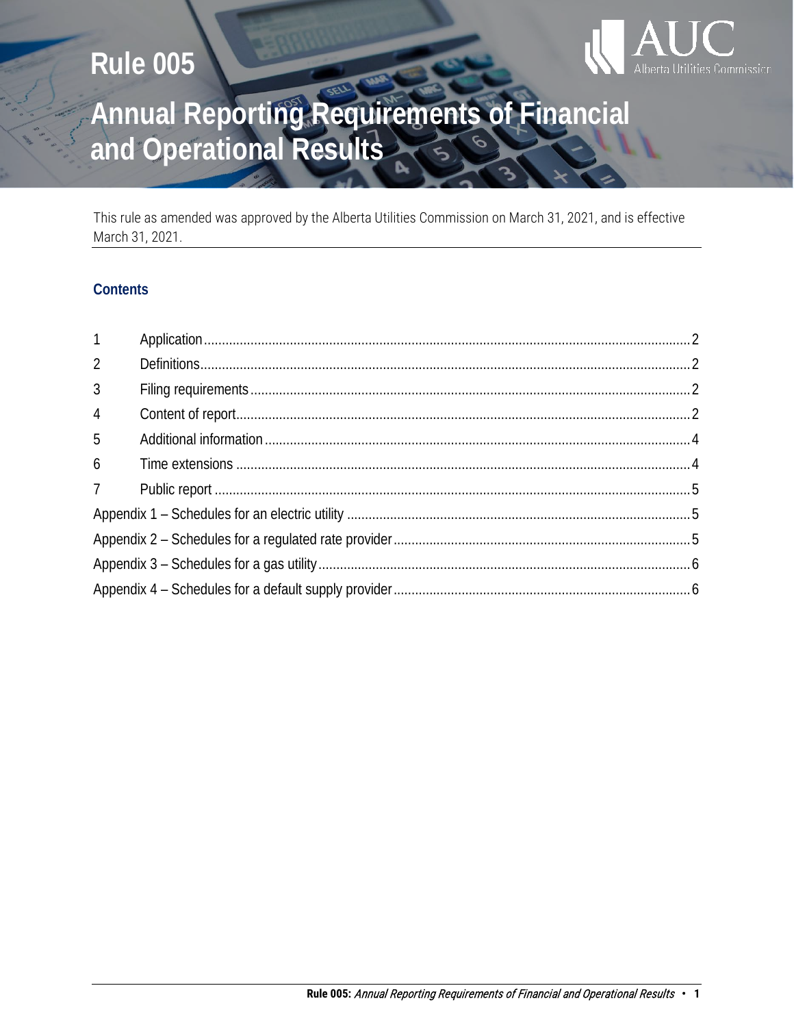# Rule 005

# Annual Reporting Requirements of Financial and Operational Results

This rule as amended was approved by the Alberta Utilities Commission on March 31, 2021, and is effective March 31, 2021.

## Contents

| | | |
|---|---|---|
| 1 | Application | 2 |
| 2 | Definitions | 2 |
| 3 | Filing requirements | 2 |
| 4 | Content of report | 2 |
| 5 | Additional information | 4 |
| 6 | Time extensions | 4 |
| 7 | Public report | 5 |
| Appendix 1 – Schedules for an electric utility | | 5 |
| Appendix 2 – Schedules for a regulated rate provider | | 5 |
| Appendix 3 – Schedules for a gas utility | | 6 |
| Appendix 4 – Schedules for a default supply provider | | 6 |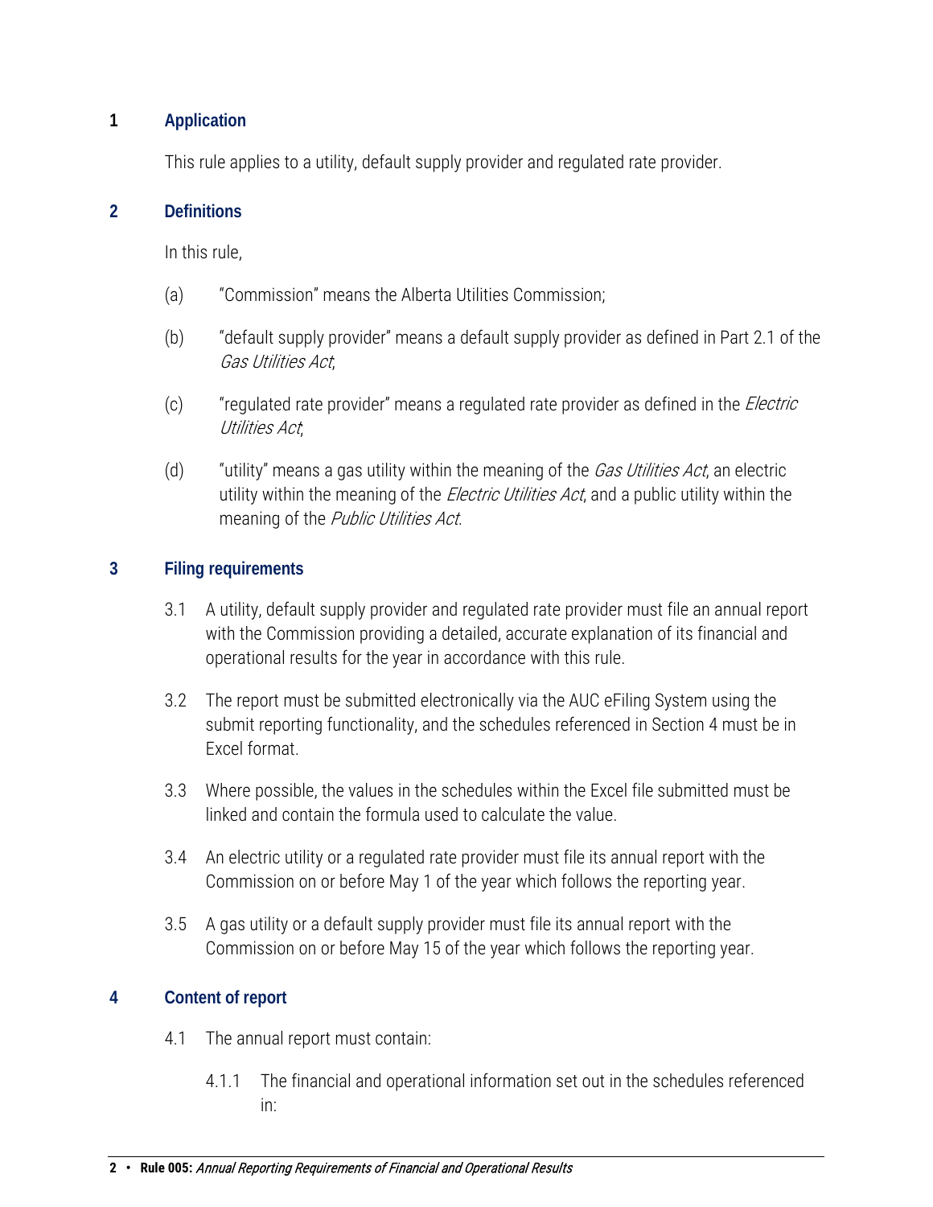## 1 Application

This rule applies to a utility, default supply provider and regulated rate provider.

## 2 Definitions

In this rule,

(a) "Commission" means the Alberta Utilities Commission;

(b) "default supply provider" means a default supply provider as defined in Part 2.1 of the *Gas Utilities Act*;

(c) "regulated rate provider" means a regulated rate provider as defined in the *Electric Utilities Act*;

(d) "utility" means a gas utility within the meaning of the *Gas Utilities Act*, an electric utility within the meaning of the *Electric Utilities Act*, and a public utility within the meaning of the *Public Utilities Act*.

## 3 Filing requirements

3.1 A utility, default supply provider and regulated rate provider must file an annual report with the Commission providing a detailed, accurate explanation of its financial and operational results for the year in accordance with this rule.

3.2 The report must be submitted electronically via the AUC eFiling System using the submit reporting functionality, and the schedules referenced in Section 4 must be in Excel format.

3.3 Where possible, the values in the schedules within the Excel file submitted must be linked and contain the formula used to calculate the value.

3.4 An electric utility or a regulated rate provider must file its annual report with the Commission on or before May 1 of the year which follows the reporting year.

3.5 A gas utility or a default supply provider must file its annual report with the Commission on or before May 15 of the year which follows the reporting year.

## 4 Content of report

4.1 The annual report must contain:

4.1.1 The financial and operational information set out in the schedules referenced in: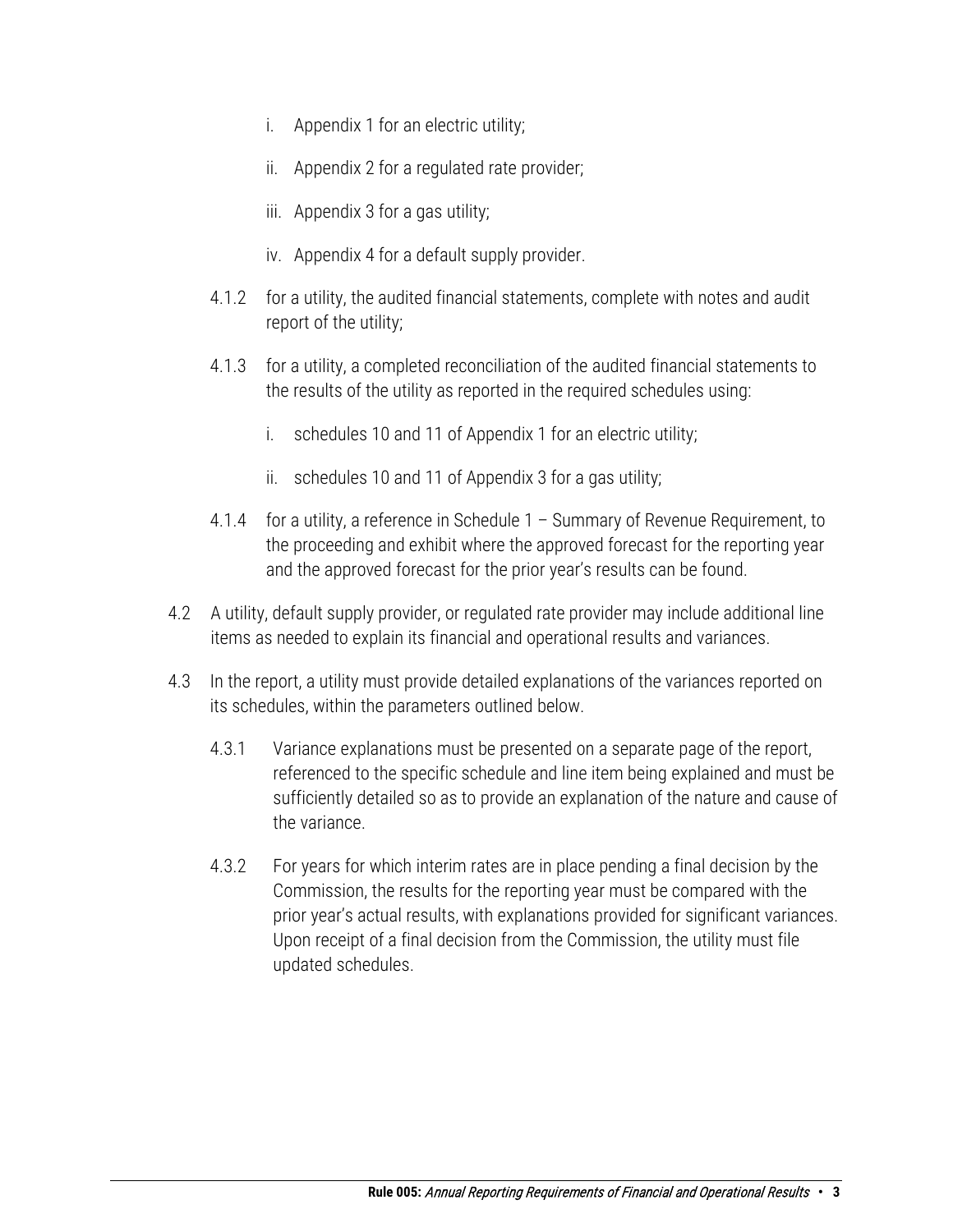i. Appendix 1 for an electric utility;

ii. Appendix 2 for a regulated rate provider;

iii. Appendix 3 for a gas utility;

iv. Appendix 4 for a default supply provider.

4.1.2 for a utility, the audited financial statements, complete with notes and audit report of the utility;

4.1.3 for a utility, a completed reconciliation of the audited financial statements to the results of the utility as reported in the required schedules using:

i. schedules 10 and 11 of Appendix 1 for an electric utility;

ii. schedules 10 and 11 of Appendix 3 for a gas utility;

4.1.4 for a utility, a reference in Schedule 1 – Summary of Revenue Requirement, to the proceeding and exhibit where the approved forecast for the reporting year and the approved forecast for the prior year's results can be found.

4.2 A utility, default supply provider, or regulated rate provider may include additional line items as needed to explain its financial and operational results and variances.

4.3 In the report, a utility must provide detailed explanations of the variances reported on its schedules, within the parameters outlined below.

4.3.1 Variance explanations must be presented on a separate page of the report, referenced to the specific schedule and line item being explained and must be sufficiently detailed so as to provide an explanation of the nature and cause of the variance.

4.3.2 For years for which interim rates are in place pending a final decision by the Commission, the results for the reporting year must be compared with the prior year's actual results, with explanations provided for significant variances. Upon receipt of a final decision from the Commission, the utility must file updated schedules.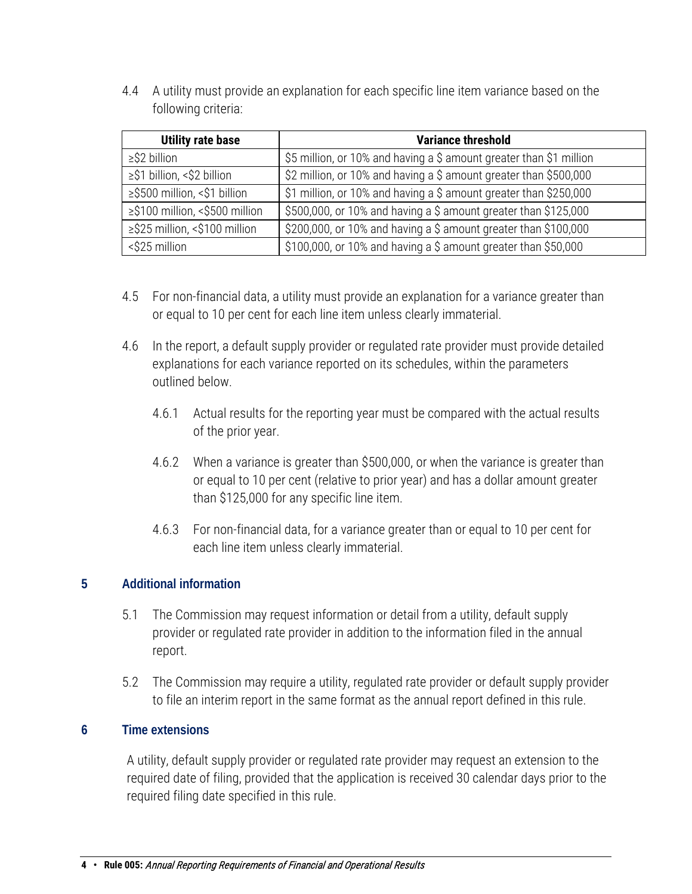4.4 A utility must provide an explanation for each specific line item variance based on the following criteria:

| Utility rate base | Variance threshold |
| --- | --- |
| ≥$2 billion | $5 million, or 10% and having a $ amount greater than $1 million |
| ≥$1 billion, <$2 billion | $2 million, or 10% and having a $ amount greater than $500,000 |
| ≥$500 million, <$1 billion | $1 million, or 10% and having a $ amount greater than $250,000 |
| ≥$100 million, <$500 million | $500,000, or 10% and having a $ amount greater than $125,000 |
| ≥$25 million, <$100 million | $200,000, or 10% and having a $ amount greater than $100,000 |
| <$25 million | $100,000, or 10% and having a $ amount greater than $50,000 |

4.5 For non-financial data, a utility must provide an explanation for a variance greater than or equal to 10 per cent for each line item unless clearly immaterial.

4.6 In the report, a default supply provider or regulated rate provider must provide detailed explanations for each variance reported on its schedules, within the parameters outlined below.

4.6.1 Actual results for the reporting year must be compared with the actual results of the prior year.

4.6.2 When a variance is greater than $500,000, or when the variance is greater than or equal to 10 per cent (relative to prior year) and has a dollar amount greater than $125,000 for any specific line item.

4.6.3 For non-financial data, for a variance greater than or equal to 10 per cent for each line item unless clearly immaterial.

## 5 Additional information

5.1 The Commission may request information or detail from a utility, default supply provider or regulated rate provider in addition to the information filed in the annual report.

5.2 The Commission may require a utility, regulated rate provider or default supply provider to file an interim report in the same format as the annual report defined in this rule.

## 6 Time extensions

A utility, default supply provider or regulated rate provider may request an extension to the required date of filing, provided that the application is received 30 calendar days prior to the required filing date specified in this rule.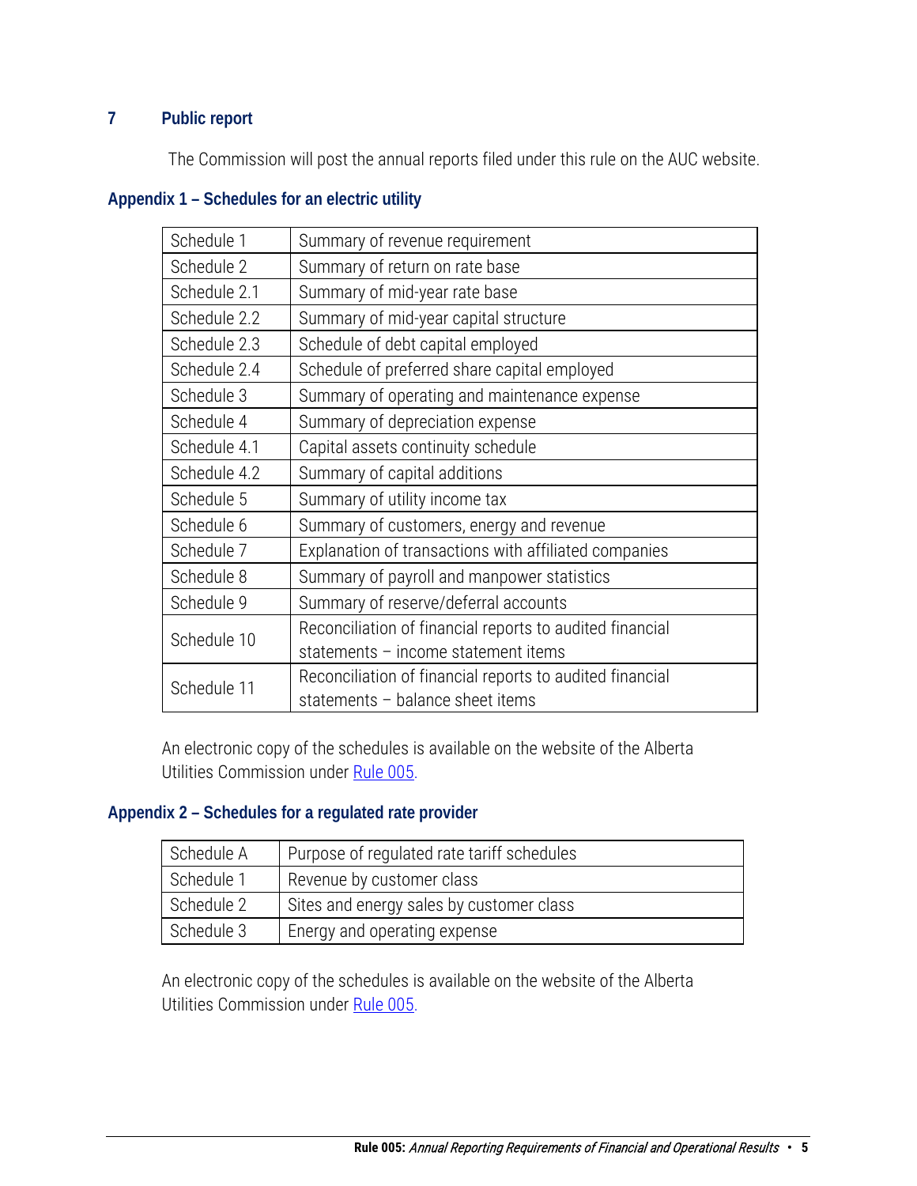## 7 Public report

The Commission will post the annual reports filed under this rule on the AUC website.

## Appendix 1 – Schedules for an electric utility

| | |
|---|---|
| Schedule 1 | Summary of revenue requirement |
| Schedule 2 | Summary of return on rate base |
| Schedule 2.1 | Summary of mid-year rate base |
| Schedule 2.2 | Summary of mid-year capital structure |
| Schedule 2.3 | Schedule of debt capital employed |
| Schedule 2.4 | Schedule of preferred share capital employed |
| Schedule 3 | Summary of operating and maintenance expense |
| Schedule 4 | Summary of depreciation expense |
| Schedule 4.1 | Capital assets continuity schedule |
| Schedule 4.2 | Summary of capital additions |
| Schedule 5 | Summary of utility income tax |
| Schedule 6 | Summary of customers, energy and revenue |
| Schedule 7 | Explanation of transactions with affiliated companies |
| Schedule 8 | Summary of payroll and manpower statistics |
| Schedule 9 | Summary of reserve/deferral accounts |
| Schedule 10 | Reconciliation of financial reports to audited financial statements – income statement items |
| Schedule 11 | Reconciliation of financial reports to audited financial statements – balance sheet items |

An electronic copy of the schedules is available on the website of the Alberta Utilities Commission under Rule 005.

## Appendix 2 – Schedules for a regulated rate provider

| | |
|---|---|
| Schedule A | Purpose of regulated rate tariff schedules |
| Schedule 1 | Revenue by customer class |
| Schedule 2 | Sites and energy sales by customer class |
| Schedule 3 | Energy and operating expense |

An electronic copy of the schedules is available on the website of the Alberta Utilities Commission under Rule 005.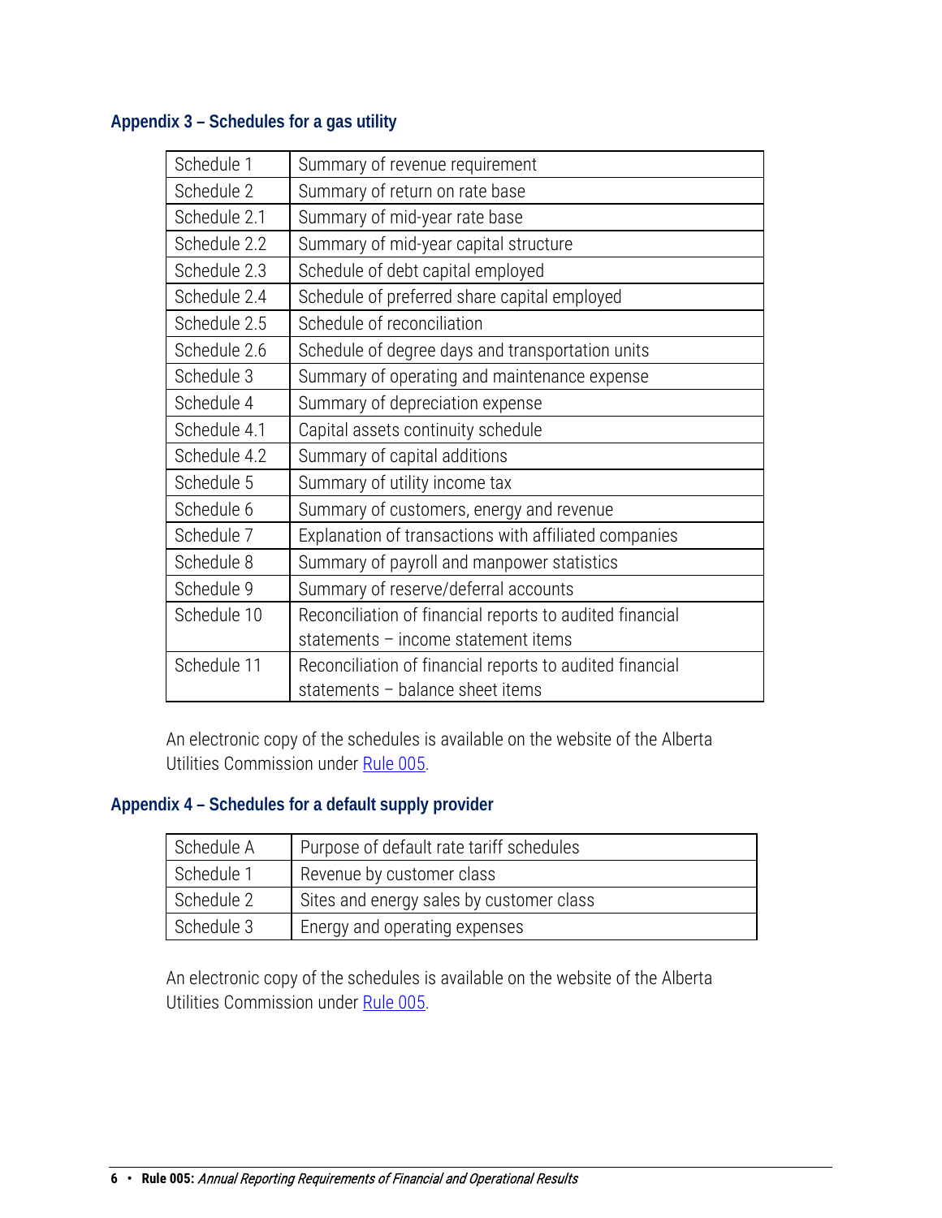## Appendix 3 – Schedules for a gas utility

| | |
|---|---|
| Schedule 1 | Summary of revenue requirement |
| Schedule 2 | Summary of return on rate base |
| Schedule 2.1 | Summary of mid-year rate base |
| Schedule 2.2 | Summary of mid-year capital structure |
| Schedule 2.3 | Schedule of debt capital employed |
| Schedule 2.4 | Schedule of preferred share capital employed |
| Schedule 2.5 | Schedule of reconciliation |
| Schedule 2.6 | Schedule of degree days and transportation units |
| Schedule 3 | Summary of operating and maintenance expense |
| Schedule 4 | Summary of depreciation expense |
| Schedule 4.1 | Capital assets continuity schedule |
| Schedule 4.2 | Summary of capital additions |
| Schedule 5 | Summary of utility income tax |
| Schedule 6 | Summary of customers, energy and revenue |
| Schedule 7 | Explanation of transactions with affiliated companies |
| Schedule 8 | Summary of payroll and manpower statistics |
| Schedule 9 | Summary of reserve/deferral accounts |
| Schedule 10 | Reconciliation of financial reports to audited financial statements – income statement items |
| Schedule 11 | Reconciliation of financial reports to audited financial statements – balance sheet items |

An electronic copy of the schedules is available on the website of the Alberta Utilities Commission under Rule 005.

## Appendix 4 – Schedules for a default supply provider

| | |
|---|---|
| Schedule A | Purpose of default rate tariff schedules |
| Schedule 1 | Revenue by customer class |
| Schedule 2 | Sites and energy sales by customer class |
| Schedule 3 | Energy and operating expenses |

An electronic copy of the schedules is available on the website of the Alberta Utilities Commission under Rule 005.